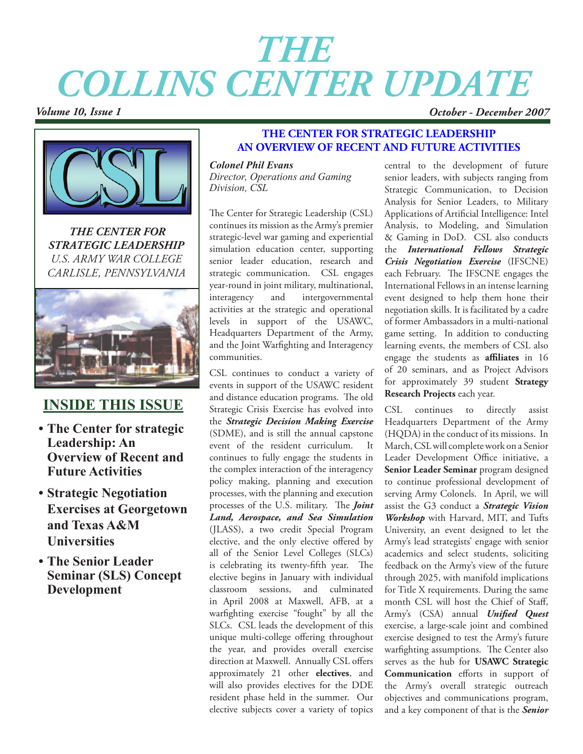# THE COLLINS CENTER UPDATE

*Volume 10, Issue 1* | *October - December 2007*

**THE CENTER FOR STRATEGIC LEADERSHIP**
*U.S. ARMY WAR COLLEGE*
*CARLISLE, PENNSYLVANIA*

## INSIDE THIS ISSUE

- **The Center for strategic Leadership: An Overview of Recent and Future Activities**
- **Strategic Negotiation Exercises at Georgetown and Texas A&M Universities**
- **The Senior Leader Seminar (SLS) Concept Development**

## THE CENTER FOR STRATEGIC LEADERSHIP AN OVERVIEW OF RECENT AND FUTURE ACTIVITIES

***Colonel Phil Evans***
*Director, Operations and Gaming Division, CSL*

The Center for Strategic Leadership (CSL) continues its mission as the Army's premier strategic-level war gaming and experiential simulation education center, supporting senior leader education, research and strategic communication. CSL engages year-round in joint military, multinational, interagency and intergovernmental activities at the strategic and operational levels in support of the USAWC, Headquarters Department of the Army, and the Joint Warfighting and Interagency communities.

CSL continues to conduct a variety of events in support of the USAWC resident and distance education programs. The old Strategic Crisis Exercise has evolved into the ***Strategic Decision Making Exercise*** (SDME), and is still the annual capstone event of the resident curriculum. It continues to fully engage the students in the complex interaction of the interagency policy making, planning and execution processes, with the planning and execution processes of the U.S. military. The ***Joint Land, Aerospace, and Sea Simulation*** (JLASS), a two credit Special Program elective, and the only elective offered by all of the Senior Level Colleges (SLCs) is celebrating its twenty-fifth year. The elective begins in January with individual classroom sessions, and culminated in April 2008 at Maxwell, AFB, at a warfighting exercise "fought" by all the SLCs. CSL leads the development of this unique multi-college offering throughout the year, and provides overall exercise direction at Maxwell. Annually CSL offers approximately 21 other **electives**, and will also provides electives for the DDE resident phase held in the summer. Our elective subjects cover a variety of topics central to the development of future senior leaders, with subjects ranging from Strategic Communication, to Decision Analysis for Senior Leaders, to Military Applications of Artificial Intelligence: Intel Analysis, to Modeling, and Simulation & Gaming in DoD. CSL also conducts the ***International Fellows Strategic Crisis Negotiation Exercise*** (IFSCNE) each February. The IFSCNE engages the International Fellows in an intense learning event designed to help them hone their negotiation skills. It is facilitated by a cadre of former Ambassadors in a multi-national game setting. In addition to conducting learning events, the members of CSL also engage the students as **affiliates** in 16 of 20 seminars, and as Project Advisors for approximately 39 student **Strategy Research Projects** each year.

CSL continues to directly assist Headquarters Department of the Army (HQDA) in the conduct of its missions. In March, CSL will complete work on a Senior Leader Development Office initiative, a **Senior Leader Seminar** program designed to continue professional development of serving Army Colonels. In April, we will assist the G3 conduct a ***Strategic Vision Workshop*** with Harvard, MIT, and Tufts University, an event designed to let the Army's lead strategists' engage with senior academics and select students, soliciting feedback on the Army's view of the future through 2025, with manifold implications for Title X requirements. During the same month CSL will host the Chief of Staff, Army's (CSA) annual ***Unified Quest*** exercise, a large-scale joint and combined exercise designed to test the Army's future warfighting assumptions. The Center also serves as the hub for **USAWC Strategic Communication** efforts in support of the Army's overall strategic outreach objectives and communications program, and a key component of that is the ***Senior***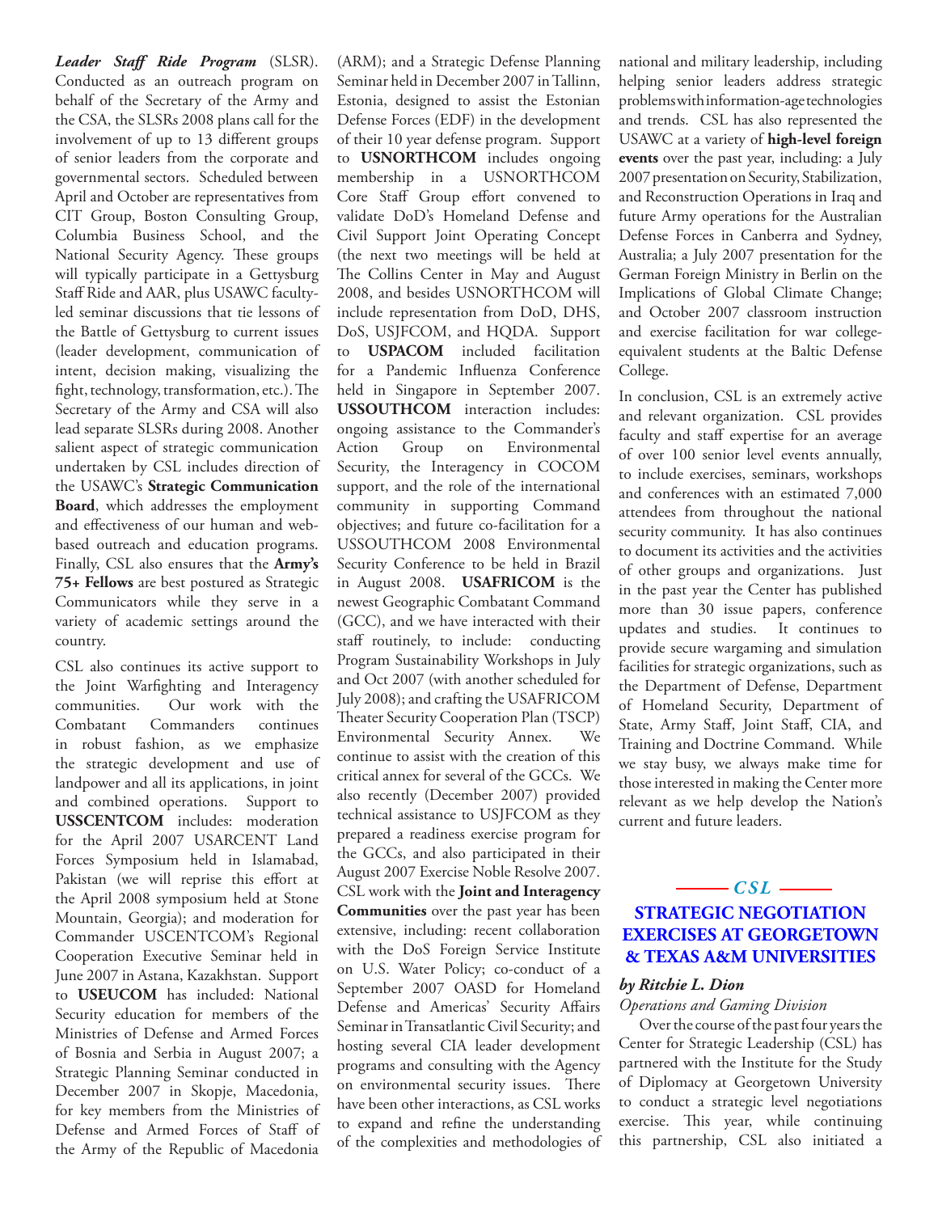***Leader Staff Ride Program*** (SLSR). Conducted as an outreach program on behalf of the Secretary of the Army and the CSA, the SLSRs 2008 plans call for the involvement of up to 13 different groups of senior leaders from the corporate and governmental sectors. Scheduled between April and October are representatives from CIT Group, Boston Consulting Group, Columbia Business School, and the National Security Agency. These groups will typically participate in a Gettysburg Staff Ride and AAR, plus USAWC faculty-led seminar discussions that tie lessons of the Battle of Gettysburg to current issues (leader development, communication of intent, decision making, visualizing the fight, technology, transformation, etc.). The Secretary of the Army and CSA will also lead separate SLSRs during 2008. Another salient aspect of strategic communication undertaken by CSL includes direction of the USAWC's **Strategic Communication Board**, which addresses the employment and effectiveness of our human and web-based outreach and education programs. Finally, CSL also ensures that the **Army's 75+ Fellows** are best postured as Strategic Communicators while they serve in a variety of academic settings around the country.

CSL also continues its active support to the Joint Warfighting and Interagency communities. Our work with the Combatant Commanders continues in robust fashion, as we emphasize the strategic development and use of landpower and all its applications, in joint and combined operations. Support to **USSCENTCOM** includes: moderation for the April 2007 USARCENT Land Forces Symposium held in Islamabad, Pakistan (we will reprise this effort at the April 2008 symposium held at Stone Mountain, Georgia); and moderation for Commander USCENTCOM's Regional Cooperation Executive Seminar held in June 2007 in Astana, Kazakhstan. Support to **USEUCOM** has included: National Security education for members of the Ministries of Defense and Armed Forces of Bosnia and Serbia in August 2007; a Strategic Planning Seminar conducted in December 2007 in Skopje, Macedonia, for key members from the Ministries of Defense and Armed Forces of Staff of the Army of the Republic of Macedonia (ARM); and a Strategic Defense Planning Seminar held in December 2007 in Tallinn, Estonia, designed to assist the Estonian Defense Forces (EDF) in the development of their 10 year defense program. Support to **USNORTHCOM** includes ongoing membership in a USNORTHCOM Core Staff Group effort convened to validate DoD's Homeland Defense and Civil Support Joint Operating Concept (the next two meetings will be held at The Collins Center in May and August 2008, and besides USNORTHCOM will include representation from DoD, DHS, DoS, USJFCOM, and HQDA. Support to **USPACOM** included facilitation for a Pandemic Influenza Conference held in Singapore in September 2007. **USSOUTHCOM** interaction includes: ongoing assistance to the Commander's Action Group on Environmental Security, the Interagency in COCOM support, and the role of the international community in supporting Command objectives; and future co-facilitation for a USSOUTHCOM 2008 Environmental Security Conference to be held in Brazil in August 2008. **USAFRICOM** is the newest Geographic Combatant Command (GCC), and we have interacted with their staff routinely, to include: conducting Program Sustainability Workshops in July and Oct 2007 (with another scheduled for July 2008); and crafting the USAFRICOM Theater Security Cooperation Plan (TSCP) Environmental Security Annex. We continue to assist with the creation of this critical annex for several of the GCCs. We also recently (December 2007) provided technical assistance to USJFCOM as they prepared a readiness exercise program for the GCCs, and also participated in their August 2007 Exercise Noble Resolve 2007. CSL work with the **Joint and Interagency Communities** over the past year has been extensive, including: recent collaboration with the DoS Foreign Service Institute on U.S. Water Policy; co-conduct of a September 2007 OASD for Homeland Defense and Americas' Security Affairs Seminar in Transatlantic Civil Security; and hosting several CIA leader development programs and consulting with the Agency on environmental security issues. There have been other interactions, as CSL works to expand and refine the understanding of the complexities and methodologies of national and military leadership, including helping senior leaders address strategic problems with information-age technologies and trends. CSL has also represented the USAWC at a variety of **high-level foreign events** over the past year, including: a July 2007 presentation on Security, Stabilization, and Reconstruction Operations in Iraq and future Army operations for the Australian Defense Forces in Canberra and Sydney, Australia; a July 2007 presentation for the German Foreign Ministry in Berlin on the Implications of Global Climate Change; and October 2007 classroom instruction and exercise facilitation for war college-equivalent students at the Baltic Defense College.

In conclusion, CSL is an extremely active and relevant organization. CSL provides faculty and staff expertise for an average of over 100 senior level events annually, to include exercises, seminars, workshops and conferences with an estimated 7,000 attendees from throughout the national security community. It has also continues to document its activities and the activities of other groups and organizations. Just in the past year the Center has published more than 30 issue papers, conference updates and studies. It continues to provide secure wargaming and simulation facilities for strategic organizations, such as the Department of Defense, Department of Homeland Security, Department of State, Army Staff, Joint Staff, CIA, and Training and Doctrine Command. While we stay busy, we always make time for those interested in making the Center more relevant as we help develop the Nation's current and future leaders.

*CSL*

## STRATEGIC NEGOTIATION EXERCISES AT GEORGETOWN & TEXAS A&M UNIVERSITIES

***by Ritchie L. Dion***
*Operations and Gaming Division*

Over the course of the past four years the Center for Strategic Leadership (CSL) has partnered with the Institute for the Study of Diplomacy at Georgetown University to conduct a strategic level negotiations exercise. This year, while continuing this partnership, CSL also initiated a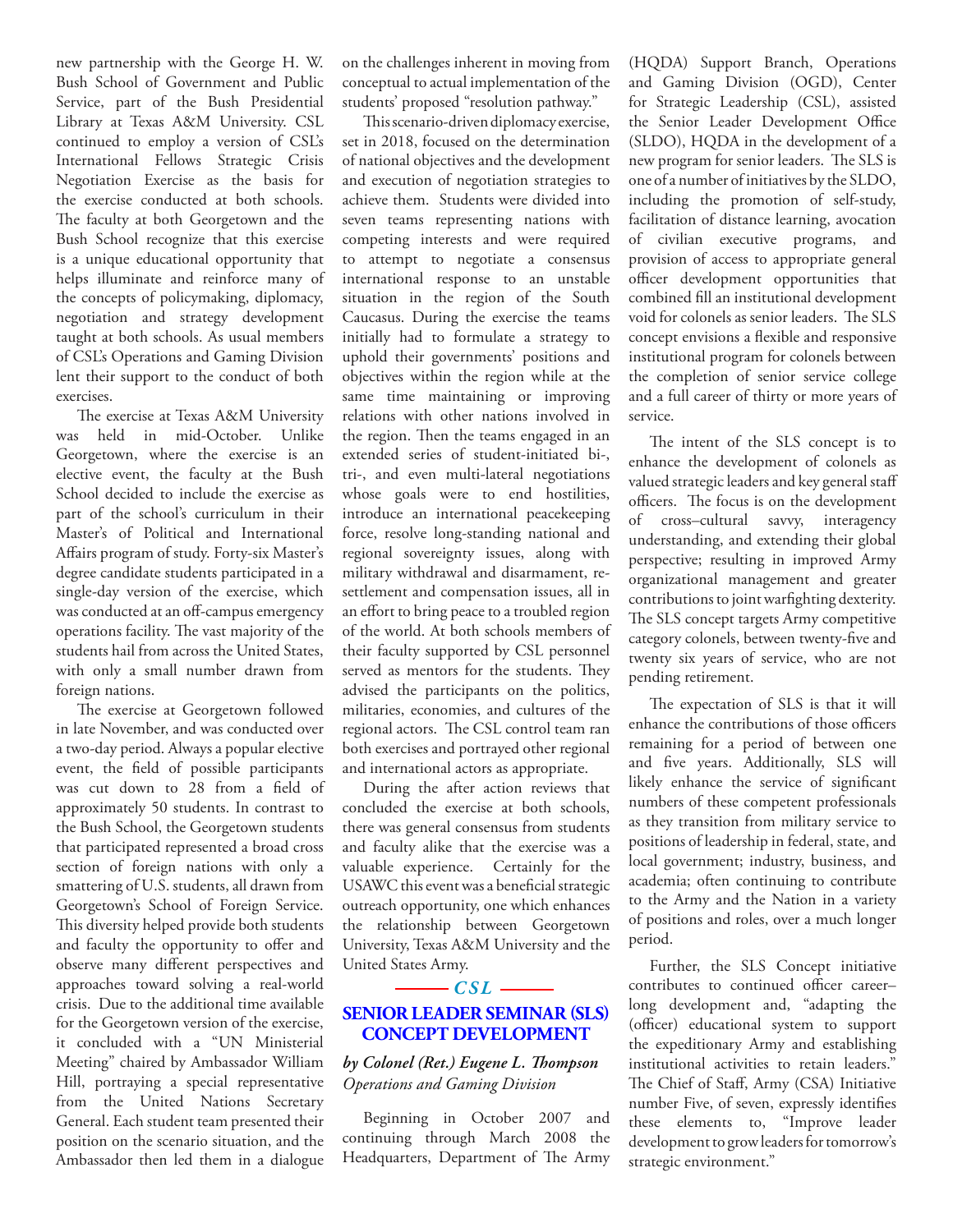new partnership with the George H. W. Bush School of Government and Public Service, part of the Bush Presidential Library at Texas A&M University. CSL continued to employ a version of CSL's International Fellows Strategic Crisis Negotiation Exercise as the basis for the exercise conducted at both schools. The faculty at both Georgetown and the Bush School recognize that this exercise is a unique educational opportunity that helps illuminate and reinforce many of the concepts of policymaking, diplomacy, negotiation and strategy development taught at both schools. As usual members of CSL's Operations and Gaming Division lent their support to the conduct of both exercises.

The exercise at Texas A&M University was held in mid-October. Unlike Georgetown, where the exercise is an elective event, the faculty at the Bush School decided to include the exercise as part of the school's curriculum in their Master's of Political and International Affairs program of study. Forty-six Master's degree candidate students participated in a single-day version of the exercise, which was conducted at an off-campus emergency operations facility. The vast majority of the students hail from across the United States, with only a small number drawn from foreign nations.

The exercise at Georgetown followed in late November, and was conducted over a two-day period. Always a popular elective event, the field of possible participants was cut down to 28 from a field of approximately 50 students. In contrast to the Bush School, the Georgetown students that participated represented a broad cross section of foreign nations with only a smattering of U.S. students, all drawn from Georgetown's School of Foreign Service. This diversity helped provide both students and faculty the opportunity to offer and observe many different perspectives and approaches toward solving a real-world crisis. Due to the additional time available for the Georgetown version of the exercise, it concluded with a "UN Ministerial Meeting" chaired by Ambassador William Hill, portraying a special representative from the United Nations Secretary General. Each student team presented their position on the scenario situation, and the Ambassador then led them in a dialogue on the challenges inherent in moving from conceptual to actual implementation of the students' proposed "resolution pathway."

This scenario-driven diplomacy exercise, set in 2018, focused on the determination of national objectives and the development and execution of negotiation strategies to achieve them. Students were divided into seven teams representing nations with competing interests and were required to attempt to negotiate a consensus international response to an unstable situation in the region of the South Caucasus. During the exercise the teams initially had to formulate a strategy to uphold their governments' positions and objectives within the region while at the same time maintaining or improving relations with other nations involved in the region. Then the teams engaged in an extended series of student-initiated bi-, tri-, and even multi-lateral negotiations whose goals were to end hostilities, introduce an international peacekeeping force, resolve long-standing national and regional sovereignty issues, along with military withdrawal and disarmament, re-settlement and compensation issues, all in an effort to bring peace to a troubled region of the world. At both schools members of their faculty supported by CSL personnel served as mentors for the students. They advised the participants on the politics, militaries, economies, and cultures of the regional actors. The CSL control team ran both exercises and portrayed other regional and international actors as appropriate.

During the after action reviews that concluded the exercise at both schools, there was general consensus from students and faculty alike that the exercise was a valuable experience. Certainly for the USAWC this event was a beneficial strategic outreach opportunity, one which enhances the relationship between Georgetown University, Texas A&M University and the United States Army.

*CSL*

## SENIOR LEADER SEMINAR (SLS) CONCEPT DEVELOPMENT

***by Colonel (Ret.) Eugene L. Thompson***
*Operations and Gaming Division*

Beginning in October 2007 and continuing through March 2008 the Headquarters, Department of The Army (HQDA) Support Branch, Operations and Gaming Division (OGD), Center for Strategic Leadership (CSL), assisted the Senior Leader Development Office (SLDO), HQDA in the development of a new program for senior leaders. The SLS is one of a number of initiatives by the SLDO, including the promotion of self-study, facilitation of distance learning, avocation of civilian executive programs, and provision of access to appropriate general officer development opportunities that combined fill an institutional development void for colonels as senior leaders. The SLS concept envisions a flexible and responsive institutional program for colonels between the completion of senior service college and a full career of thirty or more years of service.

The intent of the SLS concept is to enhance the development of colonels as valued strategic leaders and key general staff officers. The focus is on the development of cross–cultural savvy, interagency understanding, and extending their global perspective; resulting in improved Army organizational management and greater contributions to joint warfighting dexterity. The SLS concept targets Army competitive category colonels, between twenty-five and twenty six years of service, who are not pending retirement.

The expectation of SLS is that it will enhance the contributions of those officers remaining for a period of between one and five years. Additionally, SLS will likely enhance the service of significant numbers of these competent professionals as they transition from military service to positions of leadership in federal, state, and local government; industry, business, and academia; often continuing to contribute to the Army and the Nation in a variety of positions and roles, over a much longer period.

Further, the SLS Concept initiative contributes to continued officer career–long development and, "adapting the (officer) educational system to support the expeditionary Army and establishing institutional activities to retain leaders." The Chief of Staff, Army (CSA) Initiative number Five, of seven, expressly identifies these elements to, "Improve leader development to grow leaders for tomorrow's strategic environment."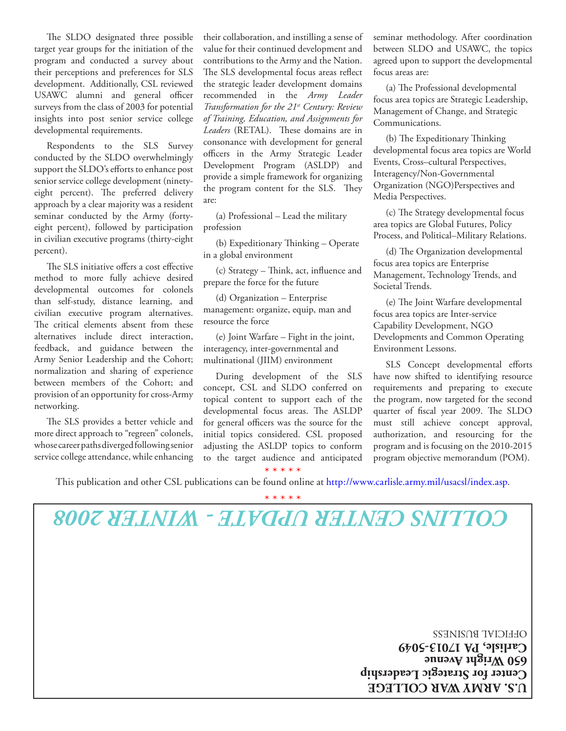The SLDO designated three possible target year groups for the initiation of the program and conducted a survey about their perceptions and preferences for SLS development. Additionally, CSL reviewed USAWC alumni and general officer surveys from the class of 2003 for potential insights into post senior service college developmental requirements.

Respondents to the SLS Survey conducted by the SLDO overwhelmingly support the SLDO's efforts to enhance post senior service college development (ninety-eight percent). The preferred delivery approach by a clear majority was a resident seminar conducted by the Army (forty-eight percent), followed by participation in civilian executive programs (thirty-eight percent).

The SLS initiative offers a cost effective method to more fully achieve desired developmental outcomes for colonels than self-study, distance learning, and civilian executive program alternatives. The critical elements absent from these alternatives include direct interaction, feedback, and guidance between the Army Senior Leadership and the Cohort; normalization and sharing of experience between members of the Cohort; and provision of an opportunity for cross-Army networking.

The SLS provides a better vehicle and more direct approach to "regreen" colonels, whose career paths diverged following senior service college attendance, while enhancing their collaboration, and instilling a sense of value for their continued development and contributions to the Army and the Nation. The SLS developmental focus areas reflect the strategic leader development domains recommended in the *Army Leader Transformation for the 21st Century: Review of Training, Education, and Assignments for Leaders* (RETAL). These domains are in consonance with development for general officers in the Army Strategic Leader Development Program (ASLDP) and provide a simple framework for organizing the program content for the SLS. They are:

(a) Professional – Lead the military profession

(b) Expeditionary Thinking – Operate in a global environment

(c) Strategy – Think, act, influence and prepare the force for the future

(d) Organization – Enterprise management: organize, equip, man and resource the force

(e) Joint Warfare – Fight in the joint, interagency, inter-governmental and multinational (JIIM) environment

During development of the SLS concept, CSL and SLDO conferred on topical content to support each of the developmental focus areas. The ASLDP for general officers was the source for the initial topics considered. CSL proposed adjusting the ASLDP topics to conform to the target audience and anticipated seminar methodology. After coordination between SLDO and USAWC, the topics agreed upon to support the developmental focus areas are:

(a) The Professional developmental focus area topics are Strategic Leadership, Management of Change, and Strategic Communications.

(b) The Expeditionary Thinking developmental focus area topics are World Events, Cross–cultural Perspectives, Interagency/Non-Governmental Organization (NGO)Perspectives and Media Perspectives.

(c) The Strategy developmental focus area topics are Global Futures, Policy Process, and Political–Military Relations.

(d) The Organization developmental focus area topics are Enterprise Management, Technology Trends, and Societal Trends.

(e) The Joint Warfare developmental focus area topics are Inter-service Capability Development, NGO Developments and Common Operating Environment Lessons.

SLS Concept developmental efforts have now shifted to identifying resource requirements and preparing to execute the program, now targeted for the second quarter of fiscal year 2009. The SLDO must still achieve concept approval, authorization, and resourcing for the program and is focusing on the 2010-2015 program objective memorandum (POM).

\* \* \* \* \*

This publication and other CSL publications can be found online at http://www.carlisle.army.mil/usacsl/index.asp.

\* \* \* \* \*

**COLLINS CENTER UPDATE - WINTER 2008**

**U.S. ARMY WAR COLLEGE**
**Center for Strategic Leadership**
**650 Wright Avenue**
**Carlisle, PA 17013-5049**

OFFICIAL BUSINESS